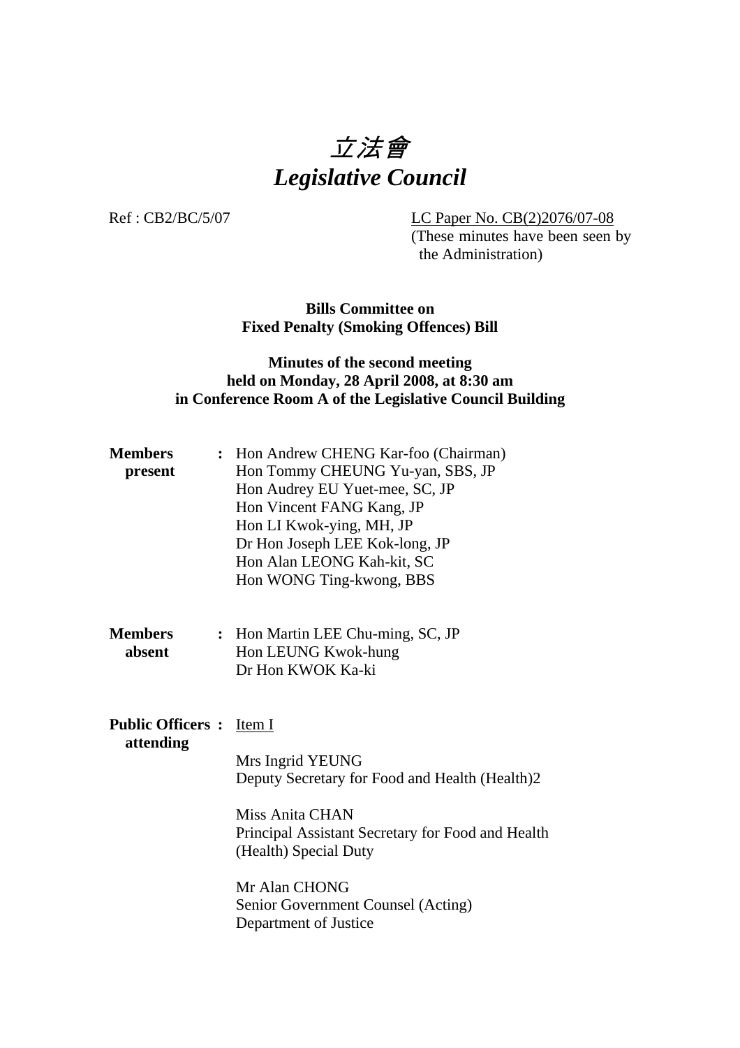# *立法會*
# *Legislative Council*

Ref : CB2/BC/5/07

LC Paper No. CB(2)2076/07-08
(These minutes have been seen by the Administration)

**Bills Committee on**
**Fixed Penalty (Smoking Offences) Bill**

**Minutes of the second meeting**
**held on Monday, 28 April 2008, at 8:30 am**
**in Conference Room A of the Legislative Council Building**

**Members present** : Hon Andrew CHENG Kar-foo (Chairman)
Hon Tommy CHEUNG Yu-yan, SBS, JP
Hon Audrey EU Yuet-mee, SC, JP
Hon Vincent FANG Kang, JP
Hon LI Kwok-ying, MH, JP
Dr Hon Joseph LEE Kok-long, JP
Hon Alan LEONG Kah-kit, SC
Hon WONG Ting-kwong, BBS

**Members absent** : Hon Martin LEE Chu-ming, SC, JP
Hon LEUNG Kwok-hung
Dr Hon KWOK Ka-ki

**Public Officers attending** : Item I

Mrs Ingrid YEUNG
Deputy Secretary for Food and Health (Health)2

Miss Anita CHAN
Principal Assistant Secretary for Food and Health (Health) Special Duty

Mr Alan CHONG
Senior Government Counsel (Acting)
Department of Justice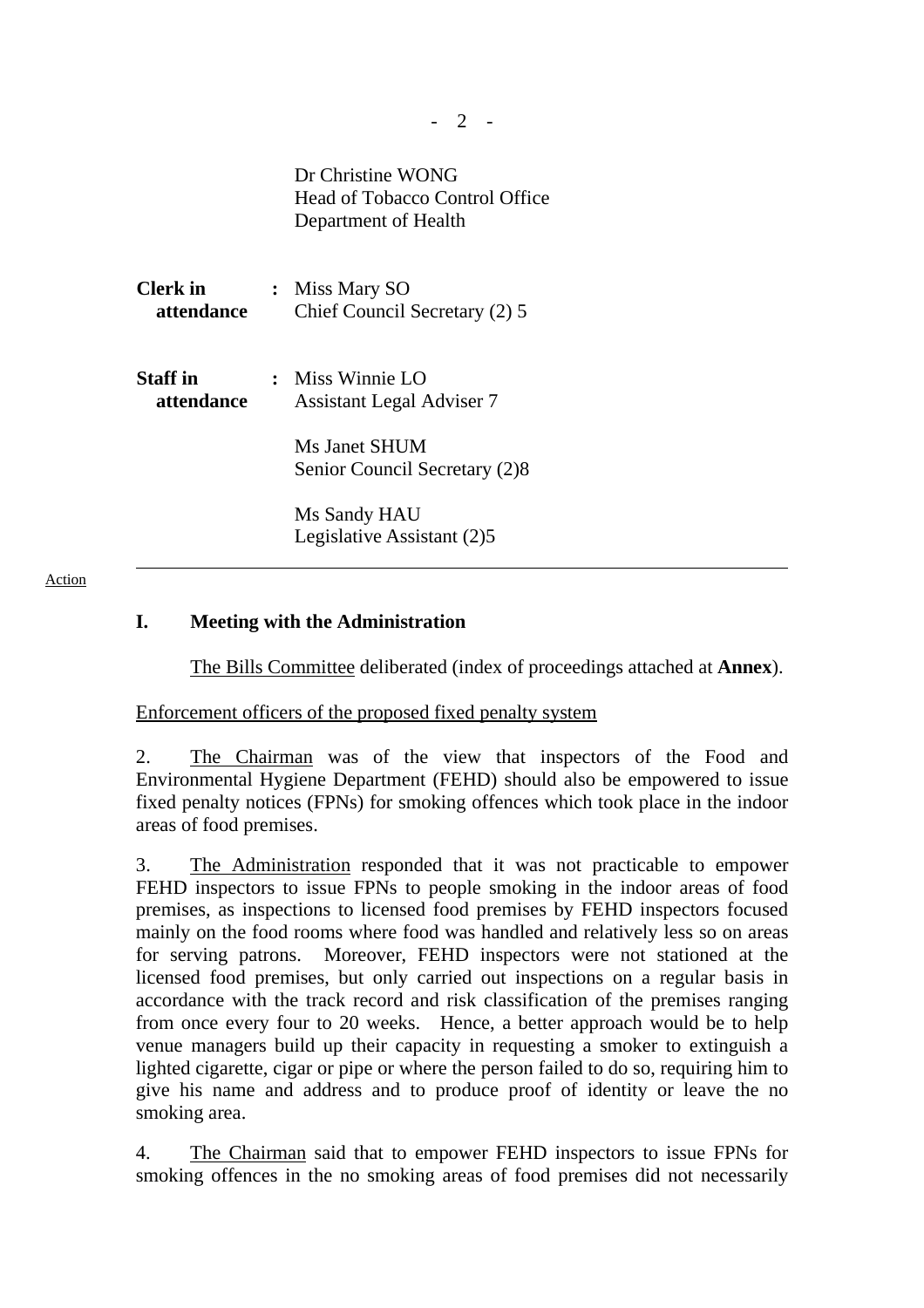Dr Christine WONG
Head of Tobacco Control Office
Department of Health

| | | |
|---|---|---|
| **Clerk in attendance** | : | Miss Mary SO<br>Chief Council Secretary (2) 5 |
| **Staff in attendance** | : | Miss Winnie LO<br>Assistant Legal Adviser 7<br><br>Ms Janet SHUM<br>Senior Council Secretary (2)8<br><br>Ms Sandy HAU<br>Legislative Assistant (2)5 |

---

Action

**I. Meeting with the Administration**

The Bills Committee deliberated (index of proceedings attached at **Annex**).

Enforcement officers of the proposed fixed penalty system

2. The Chairman was of the view that inspectors of the Food and Environmental Hygiene Department (FEHD) should also be empowered to issue fixed penalty notices (FPNs) for smoking offences which took place in the indoor areas of food premises.

3. The Administration responded that it was not practicable to empower FEHD inspectors to issue FPNs to people smoking in the indoor areas of food premises, as inspections to licensed food premises by FEHD inspectors focused mainly on the food rooms where food was handled and relatively less so on areas for serving patrons. Moreover, FEHD inspectors were not stationed at the licensed food premises, but only carried out inspections on a regular basis in accordance with the track record and risk classification of the premises ranging from once every four to 20 weeks. Hence, a better approach would be to help venue managers build up their capacity in requesting a smoker to extinguish a lighted cigarette, cigar or pipe or where the person failed to do so, requiring him to give his name and address and to produce proof of identity or leave the no smoking area.

4. The Chairman said that to empower FEHD inspectors to issue FPNs for smoking offences in the no smoking areas of food premises did not necessarily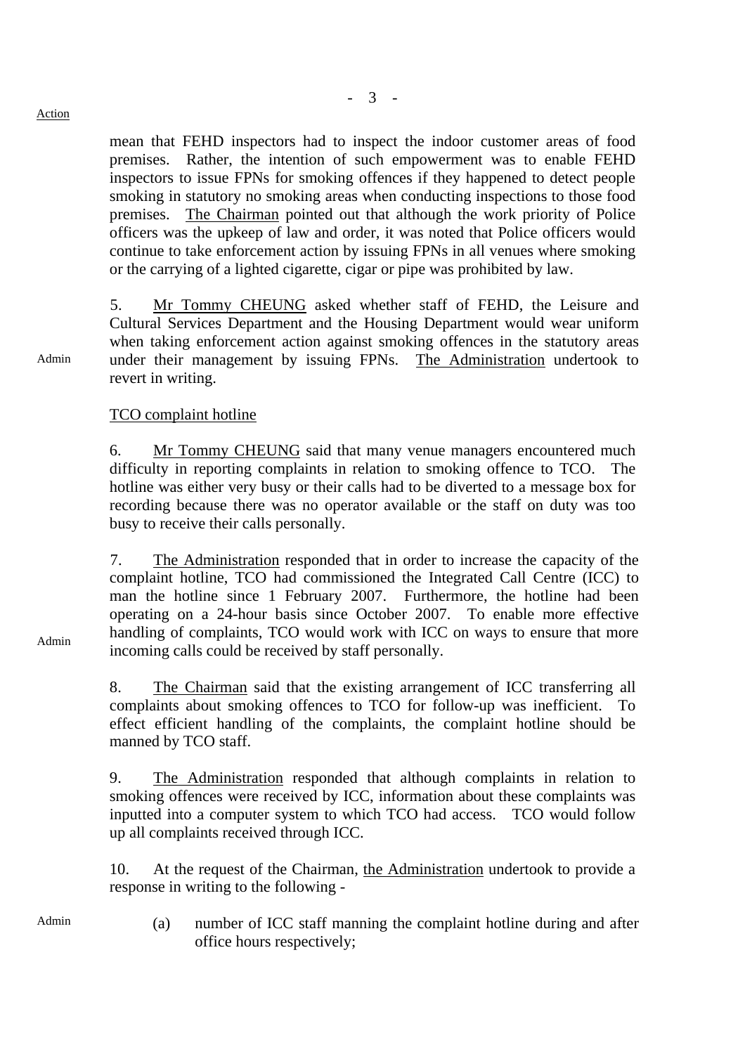Action

mean that FEHD inspectors had to inspect the indoor customer areas of food premises. Rather, the intention of such empowerment was to enable FEHD inspectors to issue FPNs for smoking offences if they happened to detect people smoking in statutory no smoking areas when conducting inspections to those food premises. The Chairman pointed out that although the work priority of Police officers was the upkeep of law and order, it was noted that Police officers would continue to take enforcement action by issuing FPNs in all venues where smoking or the carrying of a lighted cigarette, cigar or pipe was prohibited by law.

Admin

5. Mr Tommy CHEUNG asked whether staff of FEHD, the Leisure and Cultural Services Department and the Housing Department would wear uniform when taking enforcement action against smoking offences in the statutory areas under their management by issuing FPNs. The Administration undertook to revert in writing.

TCO complaint hotline

6. Mr Tommy CHEUNG said that many venue managers encountered much difficulty in reporting complaints in relation to smoking offence to TCO. The hotline was either very busy or their calls had to be diverted to a message box for recording because there was no operator available or the staff on duty was too busy to receive their calls personally.

Admin

7. The Administration responded that in order to increase the capacity of the complaint hotline, TCO had commissioned the Integrated Call Centre (ICC) to man the hotline since 1 February 2007. Furthermore, the hotline had been operating on a 24-hour basis since October 2007. To enable more effective handling of complaints, TCO would work with ICC on ways to ensure that more incoming calls could be received by staff personally.

8. The Chairman said that the existing arrangement of ICC transferring all complaints about smoking offences to TCO for follow-up was inefficient. To effect efficient handling of the complaints, the complaint hotline should be manned by TCO staff.

9. The Administration responded that although complaints in relation to smoking offences were received by ICC, information about these complaints was inputted into a computer system to which TCO had access. TCO would follow up all complaints received through ICC.

10. At the request of the Chairman, the Administration undertook to provide a response in writing to the following -

Admin

(a) number of ICC staff manning the complaint hotline during and after office hours respectively;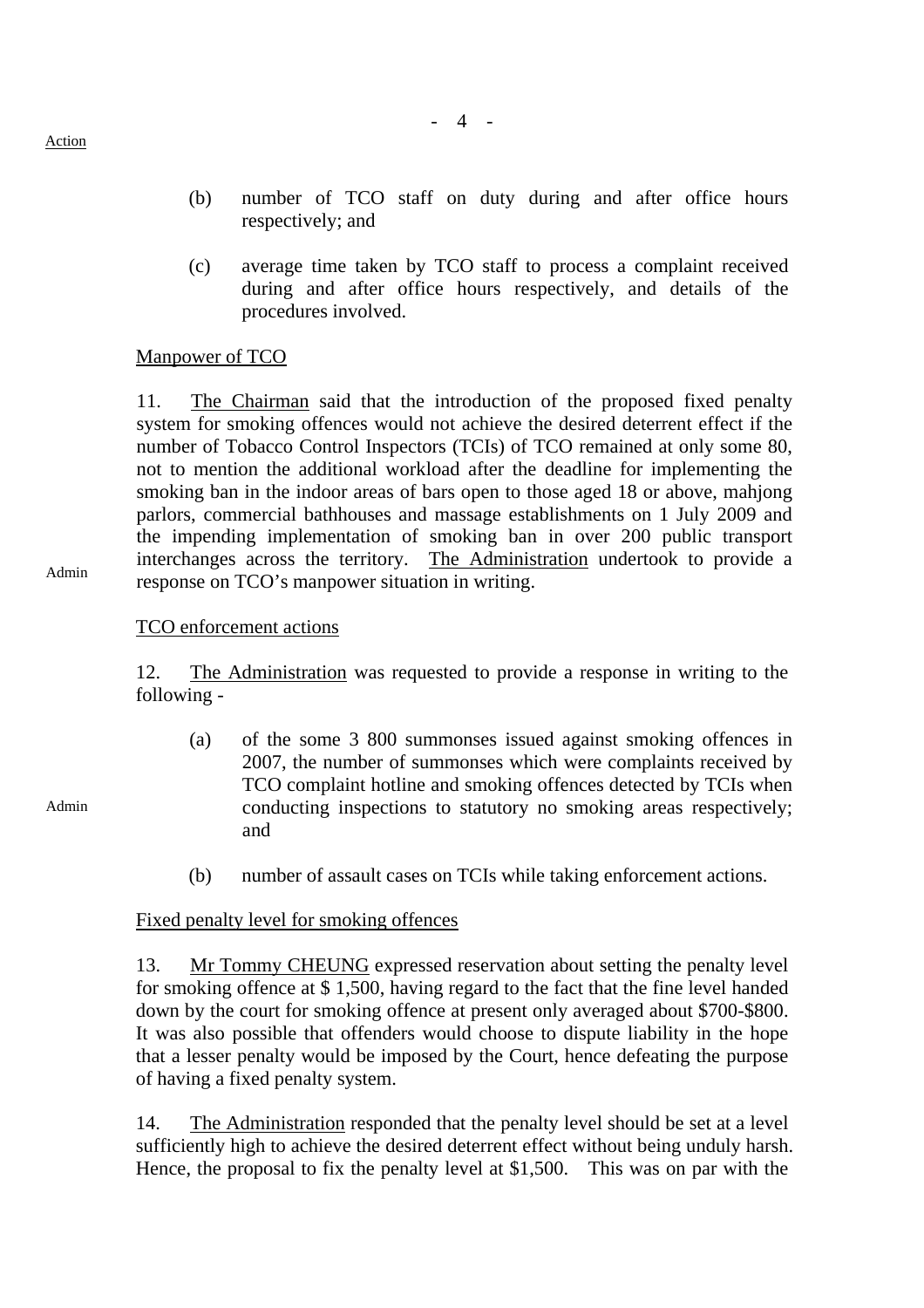Action

(b) number of TCO staff on duty during and after office hours respectively; and

(c) average time taken by TCO staff to process a complaint received during and after office hours respectively, and details of the procedures involved.

Manpower of TCO

11. The Chairman said that the introduction of the proposed fixed penalty system for smoking offences would not achieve the desired deterrent effect if the number of Tobacco Control Inspectors (TCIs) of TCO remained at only some 80, not to mention the additional workload after the deadline for implementing the smoking ban in the indoor areas of bars open to those aged 18 or above, mahjong parlors, commercial bathhouses and massage establishments on 1 July 2009 and the impending implementation of smoking ban in over 200 public transport interchanges across the territory. The Administration undertook to provide a response on TCO's manpower situation in writing.

Admin

TCO enforcement actions

12. The Administration was requested to provide a response in writing to the following -

Admin

(a) of the some 3 800 summonses issued against smoking offences in 2007, the number of summonses which were complaints received by TCO complaint hotline and smoking offences detected by TCIs when conducting inspections to statutory no smoking areas respectively; and

(b) number of assault cases on TCIs while taking enforcement actions.

Fixed penalty level for smoking offences

13. Mr Tommy CHEUNG expressed reservation about setting the penalty level for smoking offence at $ 1,500, having regard to the fact that the fine level handed down by the court for smoking offence at present only averaged about $700-$800. It was also possible that offenders would choose to dispute liability in the hope that a lesser penalty would be imposed by the Court, hence defeating the purpose of having a fixed penalty system.

14. The Administration responded that the penalty level should be set at a level sufficiently high to achieve the desired deterrent effect without being unduly harsh. Hence, the proposal to fix the penalty level at $1,500. This was on par with the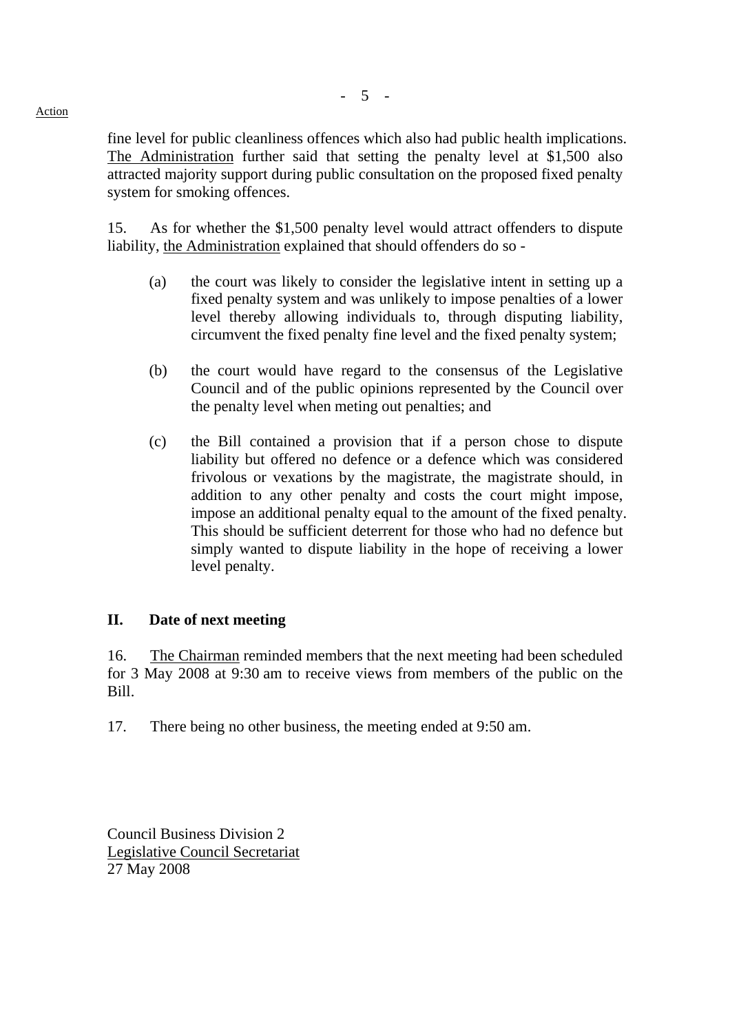fine level for public cleanliness offences which also had public health implications. The Administration further said that setting the penalty level at $1,500 also attracted majority support during public consultation on the proposed fixed penalty system for smoking offences.

15. As for whether the $1,500 penalty level would attract offenders to dispute liability, the Administration explained that should offenders do so -

(a) the court was likely to consider the legislative intent in setting up a fixed penalty system and was unlikely to impose penalties of a lower level thereby allowing individuals to, through disputing liability, circumvent the fixed penalty fine level and the fixed penalty system;

(b) the court would have regard to the consensus of the Legislative Council and of the public opinions represented by the Council over the penalty level when meting out penalties; and

(c) the Bill contained a provision that if a person chose to dispute liability but offered no defence or a defence which was considered frivolous or vexations by the magistrate, the magistrate should, in addition to any other penalty and costs the court might impose, impose an additional penalty equal to the amount of the fixed penalty. This should be sufficient deterrent for those who had no defence but simply wanted to dispute liability in the hope of receiving a lower level penalty.

## II. Date of next meeting

16. The Chairman reminded members that the next meeting had been scheduled for 3 May 2008 at 9:30 am to receive views from members of the public on the Bill.

17. There being no other business, the meeting ended at 9:50 am.

Council Business Division 2
Legislative Council Secretariat
27 May 2008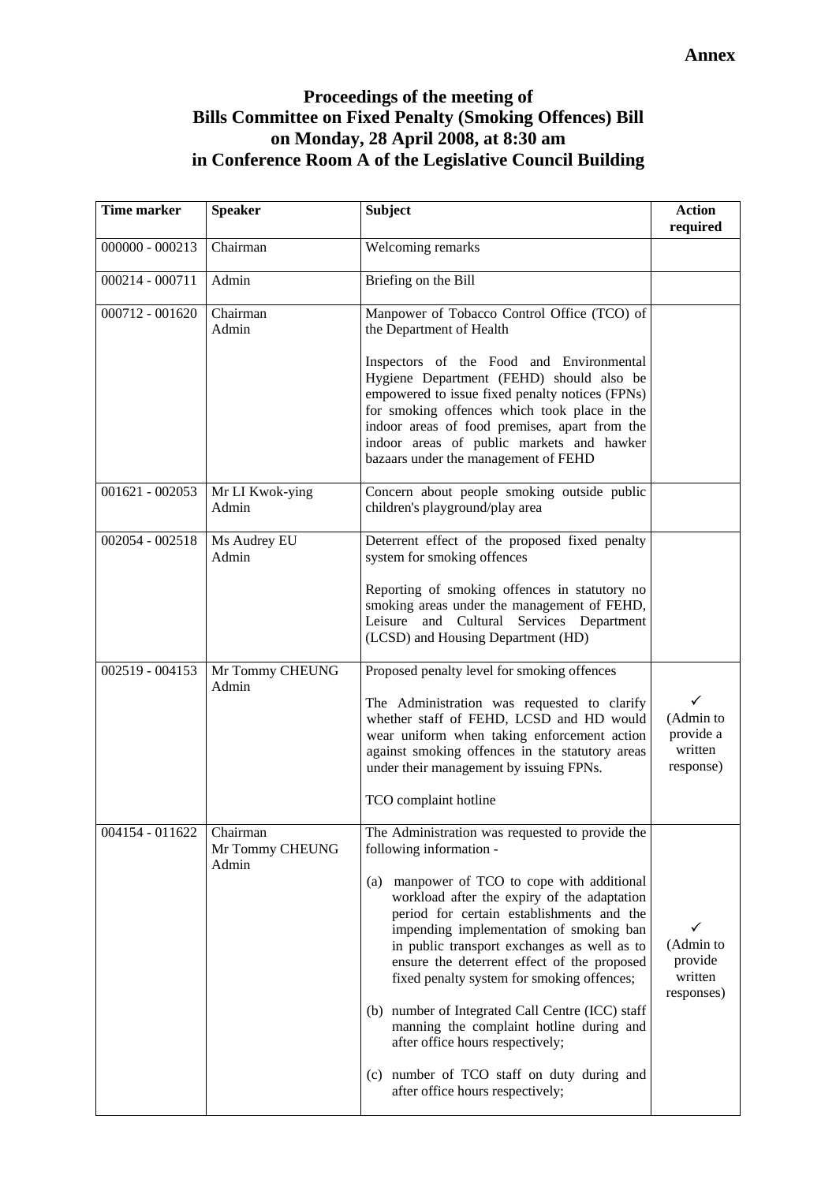**Annex**

# Proceedings of the meeting of Bills Committee on Fixed Penalty (Smoking Offences) Bill on Monday, 28 April 2008, at 8:30 am in Conference Room A of the Legislative Council Building

| Time marker | Speaker | Subject | Action required |
|---|---|---|---|
| 000000 - 000213 | Chairman | Welcoming remarks | |
| 000214 - 000711 | Admin | Briefing on the Bill | |
| 000712 - 001620 | Chairman<br>Admin | Manpower of Tobacco Control Office (TCO) of the Department of Health<br><br>Inspectors of the Food and Environmental Hygiene Department (FEHD) should also be empowered to issue fixed penalty notices (FPNs) for smoking offences which took place in the indoor areas of food premises, apart from the indoor areas of public markets and hawker bazaars under the management of FEHD | |
| 001621 - 002053 | Mr LI Kwok-ying<br>Admin | Concern about people smoking outside public children's playground/play area | |
| 002054 - 002518 | Ms Audrey EU<br>Admin | Deterrent effect of the proposed fixed penalty system for smoking offences<br><br>Reporting of smoking offences in statutory no smoking areas under the management of FEHD, Leisure and Cultural Services Department (LCSD) and Housing Department (HD) | |
| 002519 - 004153 | Mr Tommy CHEUNG<br>Admin | Proposed penalty level for smoking offences<br><br>The Administration was requested to clarify whether staff of FEHD, LCSD and HD would wear uniform when taking enforcement action against smoking offences in the statutory areas under their management by issuing FPNs.<br><br>TCO complaint hotline | ✓<br>(Admin to provide a written response) |
| 004154 - 011622 | Chairman<br>Mr Tommy CHEUNG<br>Admin | The Administration was requested to provide the following information -<br><br>(a) manpower of TCO to cope with additional workload after the expiry of the adaptation period for certain establishments and the impending implementation of smoking ban in public transport exchanges as well as to ensure the deterrent effect of the proposed fixed penalty system for smoking offences;<br><br>(b) number of Integrated Call Centre (ICC) staff manning the complaint hotline during and after office hours respectively;<br><br>(c) number of TCO staff on duty during and after office hours respectively; | ✓<br>(Admin to provide written responses) |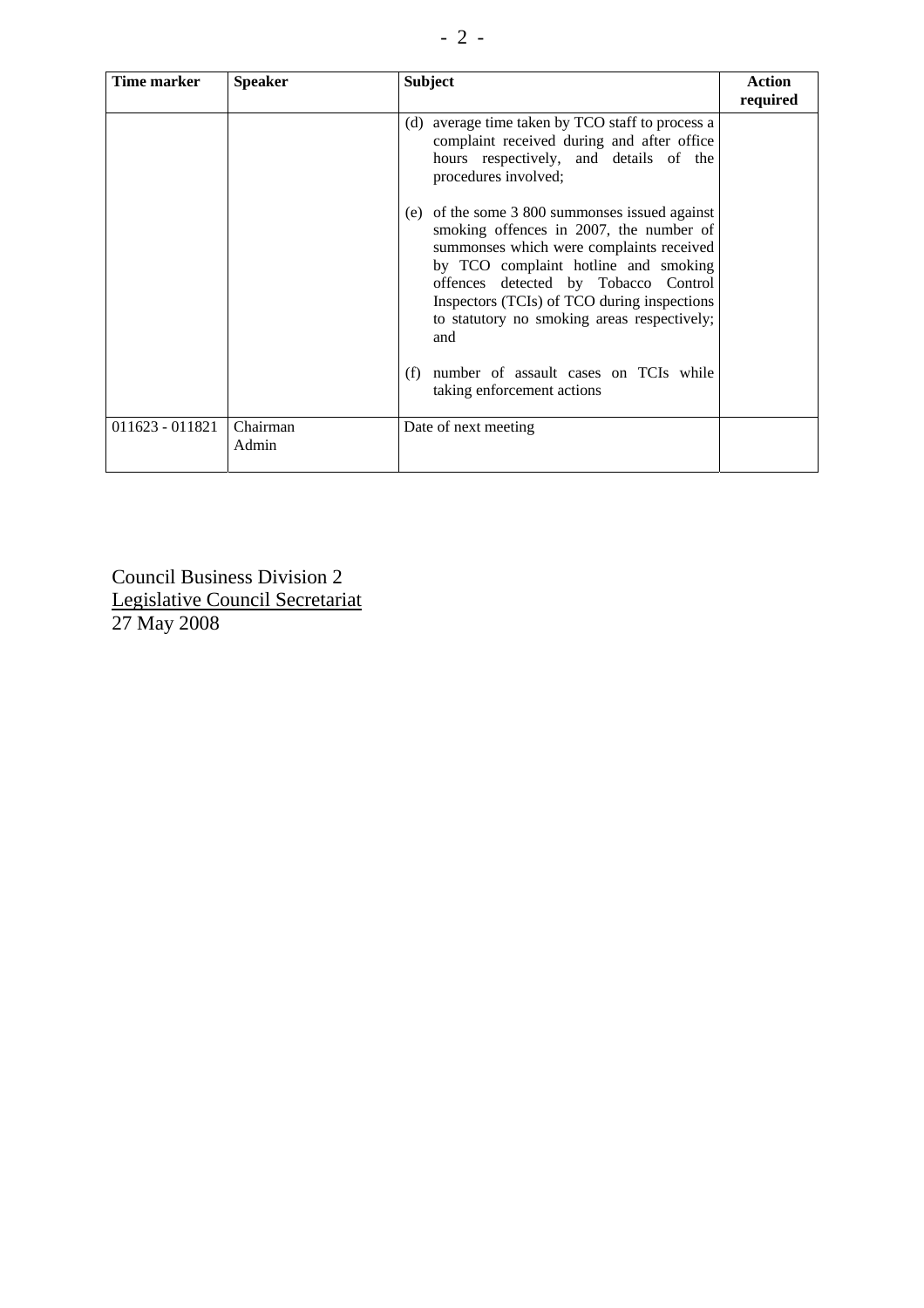| Time marker | Speaker | Subject | Action required |
|---|---|---|---|
| | | (d) average time taken by TCO staff to process a complaint received during and after office hours respectively, and details of the procedures involved;<br><br>(e) of the some 3 800 summonses issued against smoking offences in 2007, the number of summonses which were complaints received by TCO complaint hotline and smoking offences detected by Tobacco Control Inspectors (TCIs) of TCO during inspections to statutory no smoking areas respectively; and<br><br>(f) number of assault cases on TCIs while taking enforcement actions | |
| 011623 - 011821 | Chairman<br>Admin | Date of next meeting | |

Council Business Division 2
Legislative Council Secretariat
27 May 2008